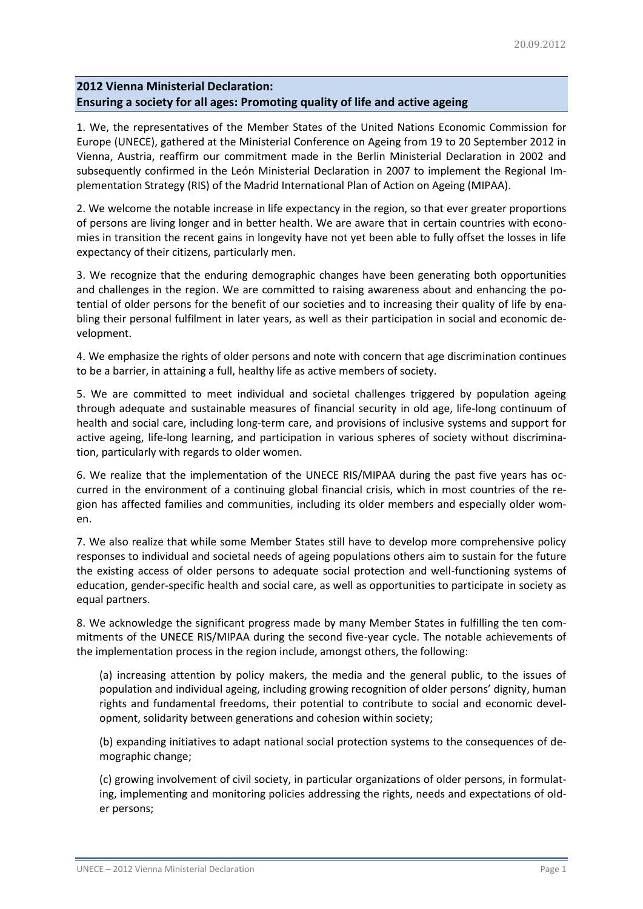20.09.2012

## 2012 Vienna Ministerial Declaration: Ensuring a society for all ages: Promoting quality of life and active ageing

1. We, the representatives of the Member States of the United Nations Economic Commission for Europe (UNECE), gathered at the Ministerial Conference on Ageing from 19 to 20 September 2012 in Vienna, Austria, reaffirm our commitment made in the Berlin Ministerial Declaration in 2002 and subsequently confirmed in the León Ministerial Declaration in 2007 to implement the Regional Implementation Strategy (RIS) of the Madrid International Plan of Action on Ageing (MIPAA).

2. We welcome the notable increase in life expectancy in the region, so that ever greater proportions of persons are living longer and in better health. We are aware that in certain countries with economies in transition the recent gains in longevity have not yet been able to fully offset the losses in life expectancy of their citizens, particularly men.

3. We recognize that the enduring demographic changes have been generating both opportunities and challenges in the region. We are committed to raising awareness about and enhancing the potential of older persons for the benefit of our societies and to increasing their quality of life by enabling their personal fulfilment in later years, as well as their participation in social and economic development.

4. We emphasize the rights of older persons and note with concern that age discrimination continues to be a barrier, in attaining a full, healthy life as active members of society.

5. We are committed to meet individual and societal challenges triggered by population ageing through adequate and sustainable measures of financial security in old age, life-long continuum of health and social care, including long-term care, and provisions of inclusive systems and support for active ageing, life-long learning, and participation in various spheres of society without discrimination, particularly with regards to older women.

6. We realize that the implementation of the UNECE RIS/MIPAA during the past five years has occurred in the environment of a continuing global financial crisis, which in most countries of the region has affected families and communities, including its older members and especially older women.

7. We also realize that while some Member States still have to develop more comprehensive policy responses to individual and societal needs of ageing populations others aim to sustain for the future the existing access of older persons to adequate social protection and well-functioning systems of education, gender-specific health and social care, as well as opportunities to participate in society as equal partners.

8. We acknowledge the significant progress made by many Member States in fulfilling the ten commitments of the UNECE RIS/MIPAA during the second five-year cycle. The notable achievements of the implementation process in the region include, amongst others, the following:

(a) increasing attention by policy makers, the media and the general public, to the issues of population and individual ageing, including growing recognition of older persons' dignity, human rights and fundamental freedoms, their potential to contribute to social and economic development, solidarity between generations and cohesion within society;

(b) expanding initiatives to adapt national social protection systems to the consequences of demographic change;

(c) growing involvement of civil society, in particular organizations of older persons, in formulating, implementing and monitoring policies addressing the rights, needs and expectations of older persons;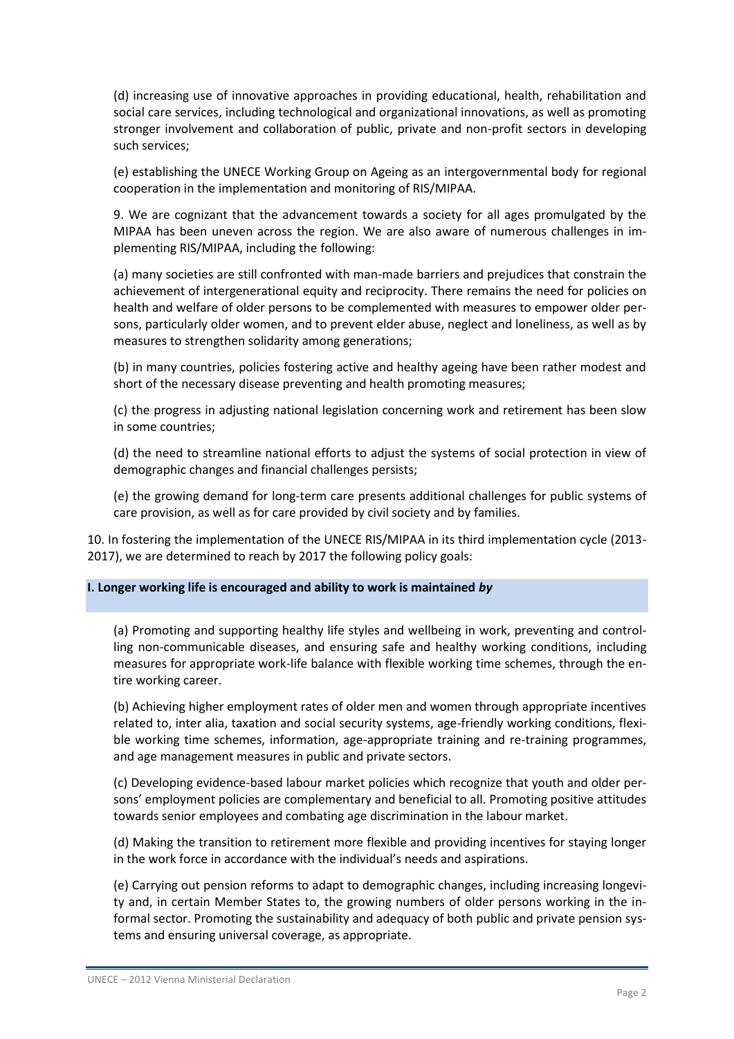(d) increasing use of innovative approaches in providing educational, health, rehabilitation and social care services, including technological and organizational innovations, as well as promoting stronger involvement and collaboration of public, private and non-profit sectors in developing such services;

(e) establishing the UNECE Working Group on Ageing as an intergovernmental body for regional cooperation in the implementation and monitoring of RIS/MIPAA.

9. We are cognizant that the advancement towards a society for all ages promulgated by the MIPAA has been uneven across the region. We are also aware of numerous challenges in implementing RIS/MIPAA, including the following:

(a) many societies are still confronted with man-made barriers and prejudices that constrain the achievement of intergenerational equity and reciprocity. There remains the need for policies on health and welfare of older persons to be complemented with measures to empower older persons, particularly older women, and to prevent elder abuse, neglect and loneliness, as well as by measures to strengthen solidarity among generations;

(b) in many countries, policies fostering active and healthy ageing have been rather modest and short of the necessary disease preventing and health promoting measures;

(c) the progress in adjusting national legislation concerning work and retirement has been slow in some countries;

(d) the need to streamline national efforts to adjust the systems of social protection in view of demographic changes and financial challenges persists;

(e) the growing demand for long-term care presents additional challenges for public systems of care provision, as well as for care provided by civil society and by families.

10. In fostering the implementation of the UNECE RIS/MIPAA in its third implementation cycle (2013-2017), we are determined to reach by 2017 the following policy goals:

**I. Longer working life is encouraged and ability to work is maintained *by***

(a) Promoting and supporting healthy life styles and wellbeing in work, preventing and controlling non-communicable diseases, and ensuring safe and healthy working conditions, including measures for appropriate work-life balance with flexible working time schemes, through the entire working career.

(b) Achieving higher employment rates of older men and women through appropriate incentives related to, inter alia, taxation and social security systems, age-friendly working conditions, flexible working time schemes, information, age-appropriate training and re-training programmes, and age management measures in public and private sectors.

(c) Developing evidence-based labour market policies which recognize that youth and older persons' employment policies are complementary and beneficial to all. Promoting positive attitudes towards senior employees and combating age discrimination in the labour market.

(d) Making the transition to retirement more flexible and providing incentives for staying longer in the work force in accordance with the individual's needs and aspirations.

(e) Carrying out pension reforms to adapt to demographic changes, including increasing longevity and, in certain Member States to, the growing numbers of older persons working in the informal sector. Promoting the sustainability and adequacy of both public and private pension systems and ensuring universal coverage, as appropriate.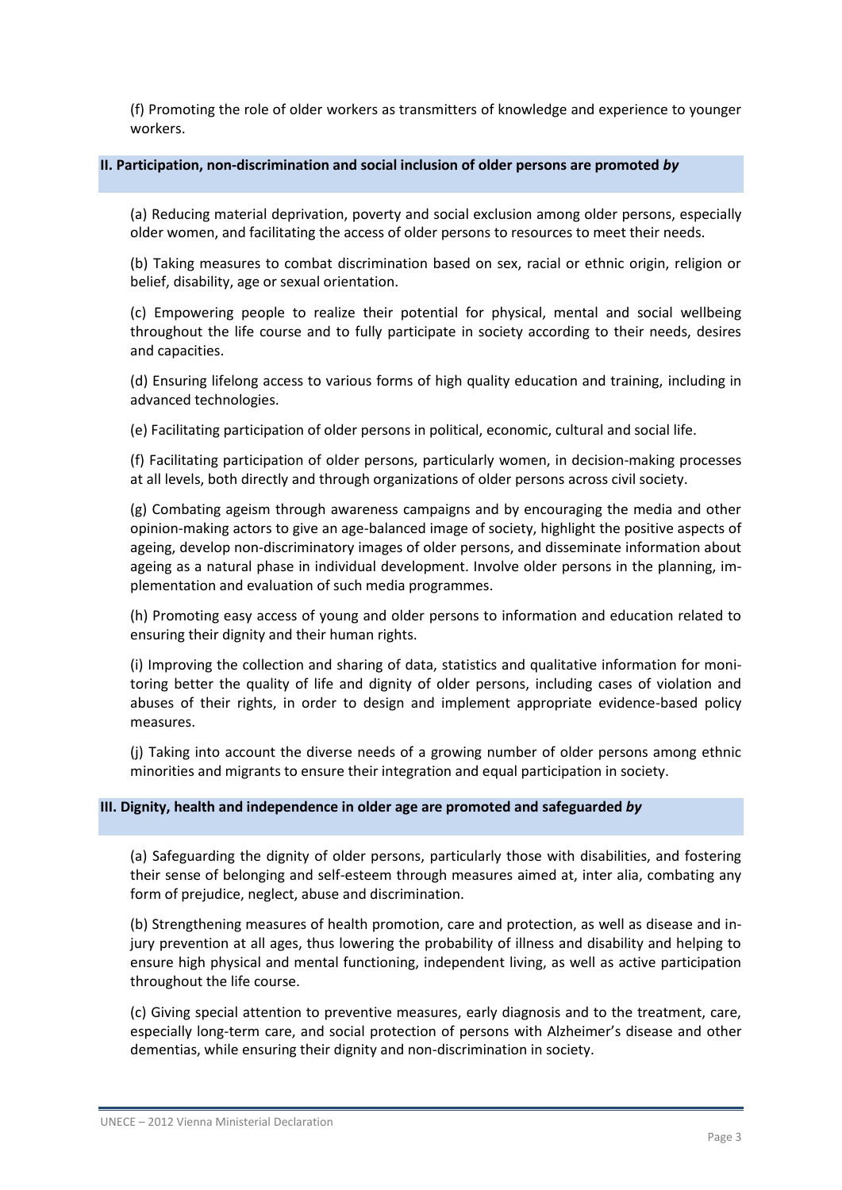(f) Promoting the role of older workers as transmitters of knowledge and experience to younger workers.

### II. Participation, non-discrimination and social inclusion of older persons are promoted *by*

(a) Reducing material deprivation, poverty and social exclusion among older persons, especially older women, and facilitating the access of older persons to resources to meet their needs.

(b) Taking measures to combat discrimination based on sex, racial or ethnic origin, religion or belief, disability, age or sexual orientation.

(c) Empowering people to realize their potential for physical, mental and social wellbeing throughout the life course and to fully participate in society according to their needs, desires and capacities.

(d) Ensuring lifelong access to various forms of high quality education and training, including in advanced technologies.

(e) Facilitating participation of older persons in political, economic, cultural and social life.

(f) Facilitating participation of older persons, particularly women, in decision-making processes at all levels, both directly and through organizations of older persons across civil society.

(g) Combating ageism through awareness campaigns and by encouraging the media and other opinion-making actors to give an age-balanced image of society, highlight the positive aspects of ageing, develop non-discriminatory images of older persons, and disseminate information about ageing as a natural phase in individual development. Involve older persons in the planning, implementation and evaluation of such media programmes.

(h) Promoting easy access of young and older persons to information and education related to ensuring their dignity and their human rights.

(i) Improving the collection and sharing of data, statistics and qualitative information for monitoring better the quality of life and dignity of older persons, including cases of violation and abuses of their rights, in order to design and implement appropriate evidence-based policy measures.

(j) Taking into account the diverse needs of a growing number of older persons among ethnic minorities and migrants to ensure their integration and equal participation in society.

### III. Dignity, health and independence in older age are promoted and safeguarded *by*

(a) Safeguarding the dignity of older persons, particularly those with disabilities, and fostering their sense of belonging and self-esteem through measures aimed at, inter alia, combating any form of prejudice, neglect, abuse and discrimination.

(b) Strengthening measures of health promotion, care and protection, as well as disease and injury prevention at all ages, thus lowering the probability of illness and disability and helping to ensure high physical and mental functioning, independent living, as well as active participation throughout the life course.

(c) Giving special attention to preventive measures, early diagnosis and to the treatment, care, especially long-term care, and social protection of persons with Alzheimer's disease and other dementias, while ensuring their dignity and non-discrimination in society.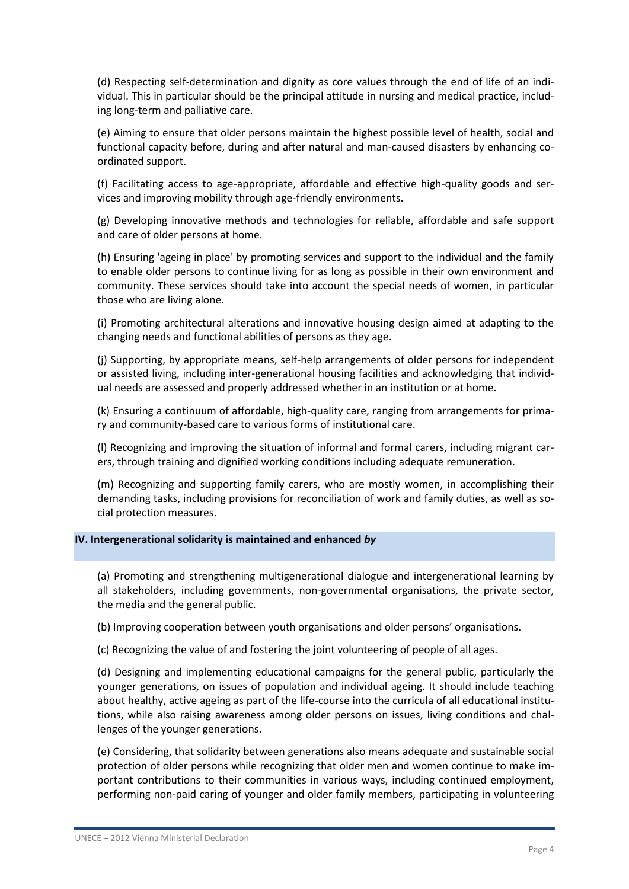(d) Respecting self-determination and dignity as core values through the end of life of an individual. This in particular should be the principal attitude in nursing and medical practice, including long-term and palliative care.

(e) Aiming to ensure that older persons maintain the highest possible level of health, social and functional capacity before, during and after natural and man-caused disasters by enhancing coordinated support.

(f) Facilitating access to age-appropriate, affordable and effective high-quality goods and services and improving mobility through age-friendly environments.

(g) Developing innovative methods and technologies for reliable, affordable and safe support and care of older persons at home.

(h) Ensuring 'ageing in place' by promoting services and support to the individual and the family to enable older persons to continue living for as long as possible in their own environment and community. These services should take into account the special needs of women, in particular those who are living alone.

(i) Promoting architectural alterations and innovative housing design aimed at adapting to the changing needs and functional abilities of persons as they age.

(j) Supporting, by appropriate means, self-help arrangements of older persons for independent or assisted living, including inter-generational housing facilities and acknowledging that individual needs are assessed and properly addressed whether in an institution or at home.

(k) Ensuring a continuum of affordable, high-quality care, ranging from arrangements for primary and community-based care to various forms of institutional care.

(l) Recognizing and improving the situation of informal and formal carers, including migrant carers, through training and dignified working conditions including adequate remuneration.

(m) Recognizing and supporting family carers, who are mostly women, in accomplishing their demanding tasks, including provisions for reconciliation of work and family duties, as well as social protection measures.

## IV. Intergenerational solidarity is maintained and enhanced *by*

(a) Promoting and strengthening multigenerational dialogue and intergenerational learning by all stakeholders, including governments, non-governmental organisations, the private sector, the media and the general public.

(b) Improving cooperation between youth organisations and older persons' organisations.

(c) Recognizing the value of and fostering the joint volunteering of people of all ages.

(d) Designing and implementing educational campaigns for the general public, particularly the younger generations, on issues of population and individual ageing. It should include teaching about healthy, active ageing as part of the life-course into the curricula of all educational institutions, while also raising awareness among older persons on issues, living conditions and challenges of the younger generations.

(e) Considering, that solidarity between generations also means adequate and sustainable social protection of older persons while recognizing that older men and women continue to make important contributions to their communities in various ways, including continued employment, performing non-paid caring of younger and older family members, participating in volunteering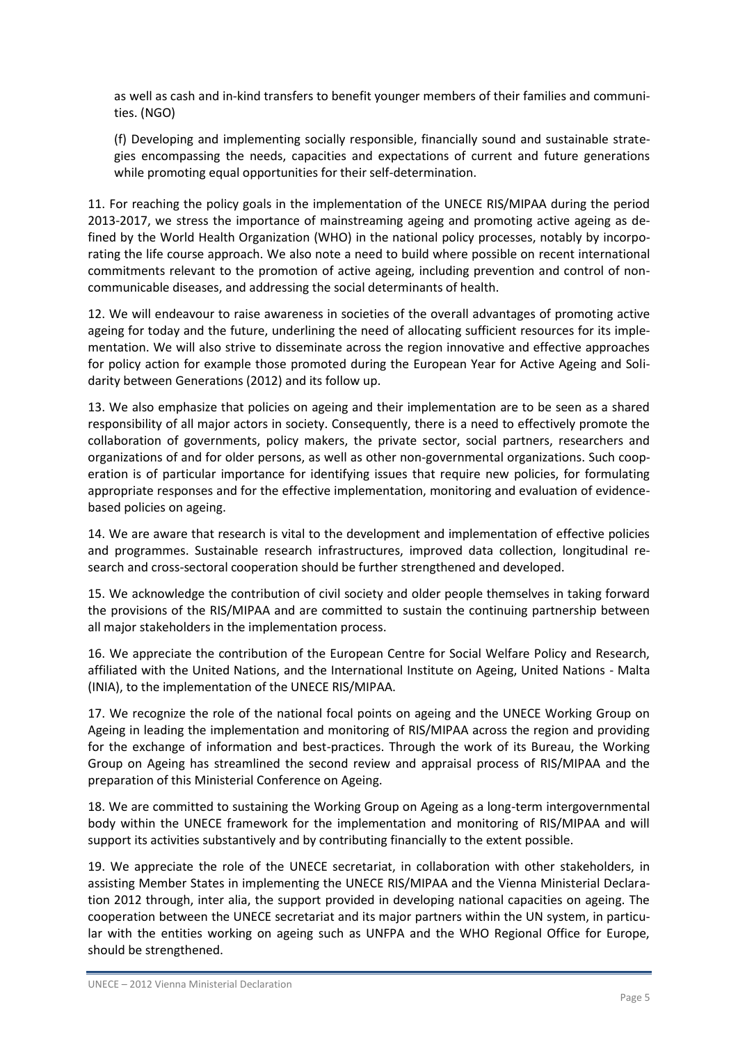as well as cash and in-kind transfers to benefit younger members of their families and communities. (NGO)

(f) Developing and implementing socially responsible, financially sound and sustainable strategies encompassing the needs, capacities and expectations of current and future generations while promoting equal opportunities for their self-determination.

11. For reaching the policy goals in the implementation of the UNECE RIS/MIPAA during the period 2013-2017, we stress the importance of mainstreaming ageing and promoting active ageing as defined by the World Health Organization (WHO) in the national policy processes, notably by incorporating the life course approach. We also note a need to build where possible on recent international commitments relevant to the promotion of active ageing, including prevention and control of non-communicable diseases, and addressing the social determinants of health.

12. We will endeavour to raise awareness in societies of the overall advantages of promoting active ageing for today and the future, underlining the need of allocating sufficient resources for its implementation. We will also strive to disseminate across the region innovative and effective approaches for policy action for example those promoted during the European Year for Active Ageing and Solidarity between Generations (2012) and its follow up.

13. We also emphasize that policies on ageing and their implementation are to be seen as a shared responsibility of all major actors in society. Consequently, there is a need to effectively promote the collaboration of governments, policy makers, the private sector, social partners, researchers and organizations of and for older persons, as well as other non-governmental organizations. Such cooperation is of particular importance for identifying issues that require new policies, for formulating appropriate responses and for the effective implementation, monitoring and evaluation of evidence-based policies on ageing.

14. We are aware that research is vital to the development and implementation of effective policies and programmes. Sustainable research infrastructures, improved data collection, longitudinal research and cross-sectoral cooperation should be further strengthened and developed.

15. We acknowledge the contribution of civil society and older people themselves in taking forward the provisions of the RIS/MIPAA and are committed to sustain the continuing partnership between all major stakeholders in the implementation process.

16. We appreciate the contribution of the European Centre for Social Welfare Policy and Research, affiliated with the United Nations, and the International Institute on Ageing, United Nations - Malta (INIA), to the implementation of the UNECE RIS/MIPAA.

17. We recognize the role of the national focal points on ageing and the UNECE Working Group on Ageing in leading the implementation and monitoring of RIS/MIPAA across the region and providing for the exchange of information and best-practices. Through the work of its Bureau, the Working Group on Ageing has streamlined the second review and appraisal process of RIS/MIPAA and the preparation of this Ministerial Conference on Ageing.

18. We are committed to sustaining the Working Group on Ageing as a long-term intergovernmental body within the UNECE framework for the implementation and monitoring of RIS/MIPAA and will support its activities substantively and by contributing financially to the extent possible.

19. We appreciate the role of the UNECE secretariat, in collaboration with other stakeholders, in assisting Member States in implementing the UNECE RIS/MIPAA and the Vienna Ministerial Declaration 2012 through, inter alia, the support provided in developing national capacities on ageing. The cooperation between the UNECE secretariat and its major partners within the UN system, in particular with the entities working on ageing such as UNFPA and the WHO Regional Office for Europe, should be strengthened.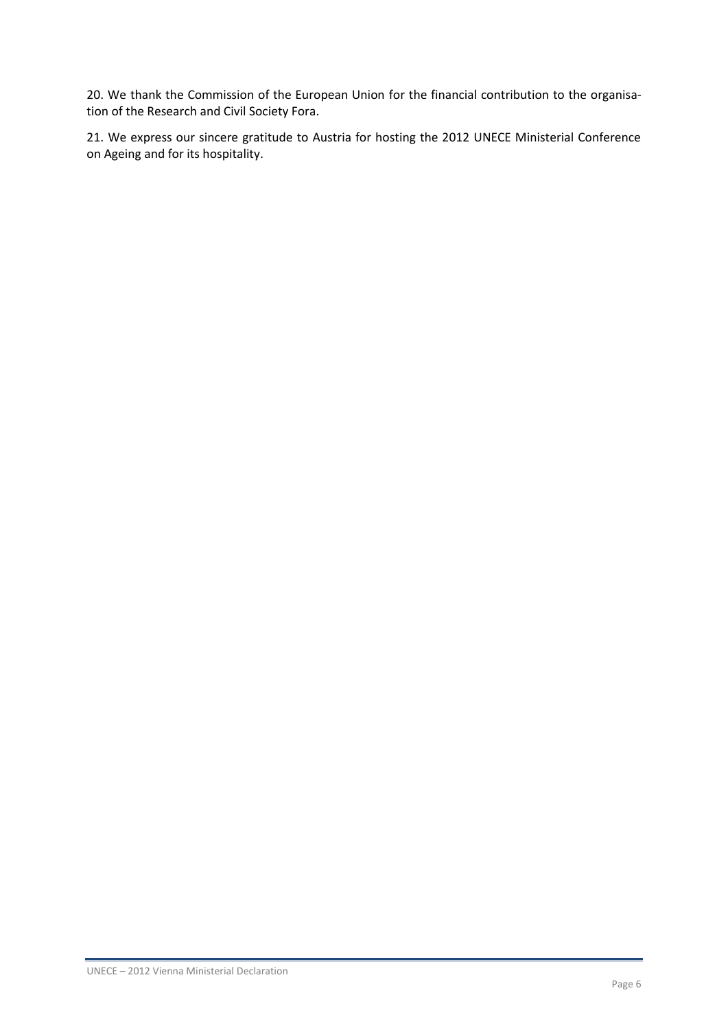20. We thank the Commission of the European Union for the financial contribution to the organisation of the Research and Civil Society Fora.

21. We express our sincere gratitude to Austria for hosting the 2012 UNECE Ministerial Conference on Ageing and for its hospitality.